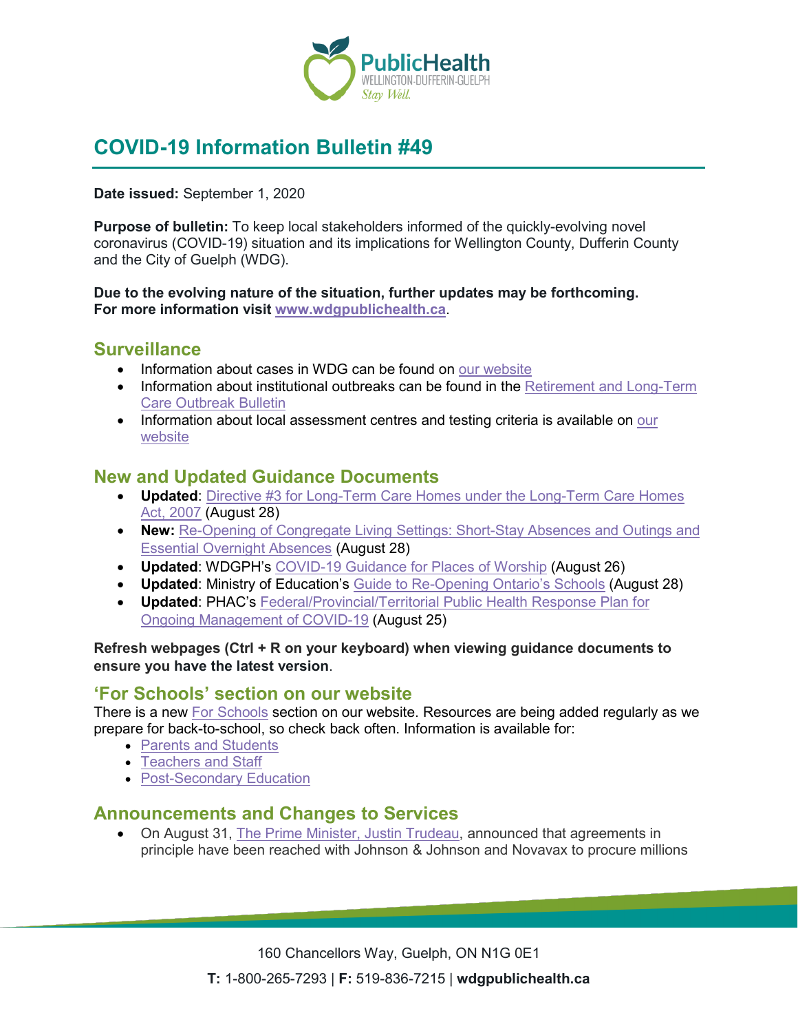# COVID-19 Information Bulletin #49

**Date issued:** September 1, 2020

**Purpose of bulletin:** To keep local stakeholders informed of the quickly-evolving novel coronavirus (COVID-19) situation and its implications for Wellington County, Dufferin County and the City of Guelph (WDG).

**Due to the evolving nature of the situation, further updates may be forthcoming. For more information visit www.wdgpublichealth.ca.**

## Surveillance

- Information about cases in WDG can be found on our website
- Information about institutional outbreaks can be found in the Retirement and Long-Term Care Outbreak Bulletin
- Information about local assessment centres and testing criteria is available on our website

## New and Updated Guidance Documents

- **Updated**: Directive #3 for Long-Term Care Homes under the Long-Term Care Homes Act, 2007 (August 28)
- **New:** Re-Opening of Congregate Living Settings: Short-Stay Absences and Outings and Essential Overnight Absences (August 28)
- **Updated**: WDGPH's COVID-19 Guidance for Places of Worship (August 26)
- **Updated**: Ministry of Education's Guide to Re-Opening Ontario's Schools (August 28)
- **Updated**: PHAC's Federal/Provincial/Territorial Public Health Response Plan for Ongoing Management of COVID-19 (August 25)

**Refresh webpages (Ctrl + R on your keyboard) when viewing guidance documents to ensure you have the latest version**.

## 'For Schools' section on our website

There is a new For Schools section on our website. Resources are being added regularly as we prepare for back-to-school, so check back often. Information is available for:

- Parents and Students
- Teachers and Staff
- Post-Secondary Education

## Announcements and Changes to Services

- On August 31, The Prime Minister, Justin Trudeau, announced that agreements in principle have been reached with Johnson & Johnson and Novavax to procure millions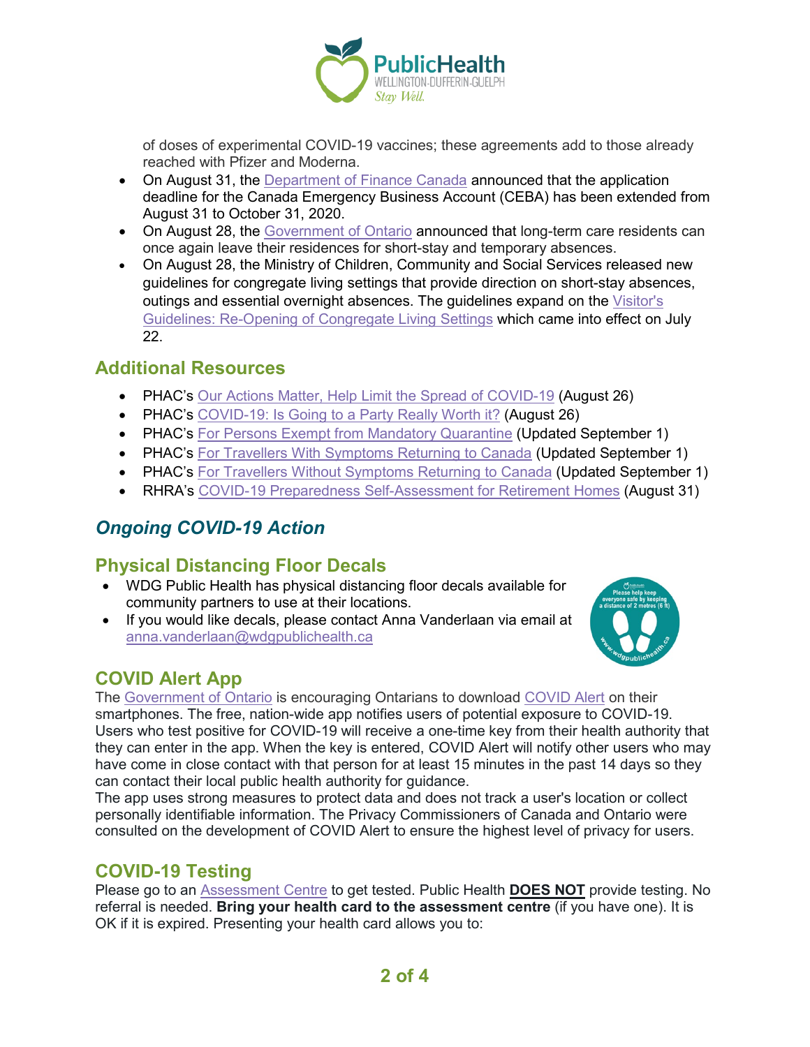of doses of experimental COVID-19 vaccines; these agreements add to those already reached with Pfizer and Moderna.

- On August 31, the Department of Finance Canada announced that the application deadline for the Canada Emergency Business Account (CEBA) has been extended from August 31 to October 31, 2020.
- On August 28, the Government of Ontario announced that long-term care residents can once again leave their residences for short-stay and temporary absences.
- On August 28, the Ministry of Children, Community and Social Services released new guidelines for congregate living settings that provide direction on short-stay absences, outings and essential overnight absences. The guidelines expand on the Visitor's Guidelines: Re-Opening of Congregate Living Settings which came into effect on July 22.

## Additional Resources

- PHAC's Our Actions Matter, Help Limit the Spread of COVID-19 (August 26)
- PHAC's COVID-19: Is Going to a Party Really Worth it? (August 26)
- PHAC's For Persons Exempt from Mandatory Quarantine (Updated September 1)
- PHAC's For Travellers With Symptoms Returning to Canada (Updated September 1)
- PHAC's For Travellers Without Symptoms Returning to Canada (Updated September 1)
- RHRA's COVID-19 Preparedness Self-Assessment for Retirement Homes (August 31)

# *Ongoing COVID-19 Action*

## Physical Distancing Floor Decals

- WDG Public Health has physical distancing floor decals available for community partners to use at their locations.
- If you would like decals, please contact Anna Vanderlaan via email at anna.vanderlaan@wdgpublichealth.ca

## COVID Alert App

The Government of Ontario is encouraging Ontarians to download COVID Alert on their smartphones. The free, nation-wide app notifies users of potential exposure to COVID-19. Users who test positive for COVID-19 will receive a one-time key from their health authority that they can enter in the app. When the key is entered, COVID Alert will notify other users who may have come in close contact with that person for at least 15 minutes in the past 14 days so they can contact their local public health authority for guidance.

The app uses strong measures to protect data and does not track a user's location or collect personally identifiable information. The Privacy Commissioners of Canada and Ontario were consulted on the development of COVID Alert to ensure the highest level of privacy for users.

## COVID-19 Testing

Please go to an Assessment Centre to get tested. Public Health **DOES NOT** provide testing. No referral is needed. **Bring your health card to the assessment centre** (if you have one). It is OK if it is expired. Presenting your health card allows you to: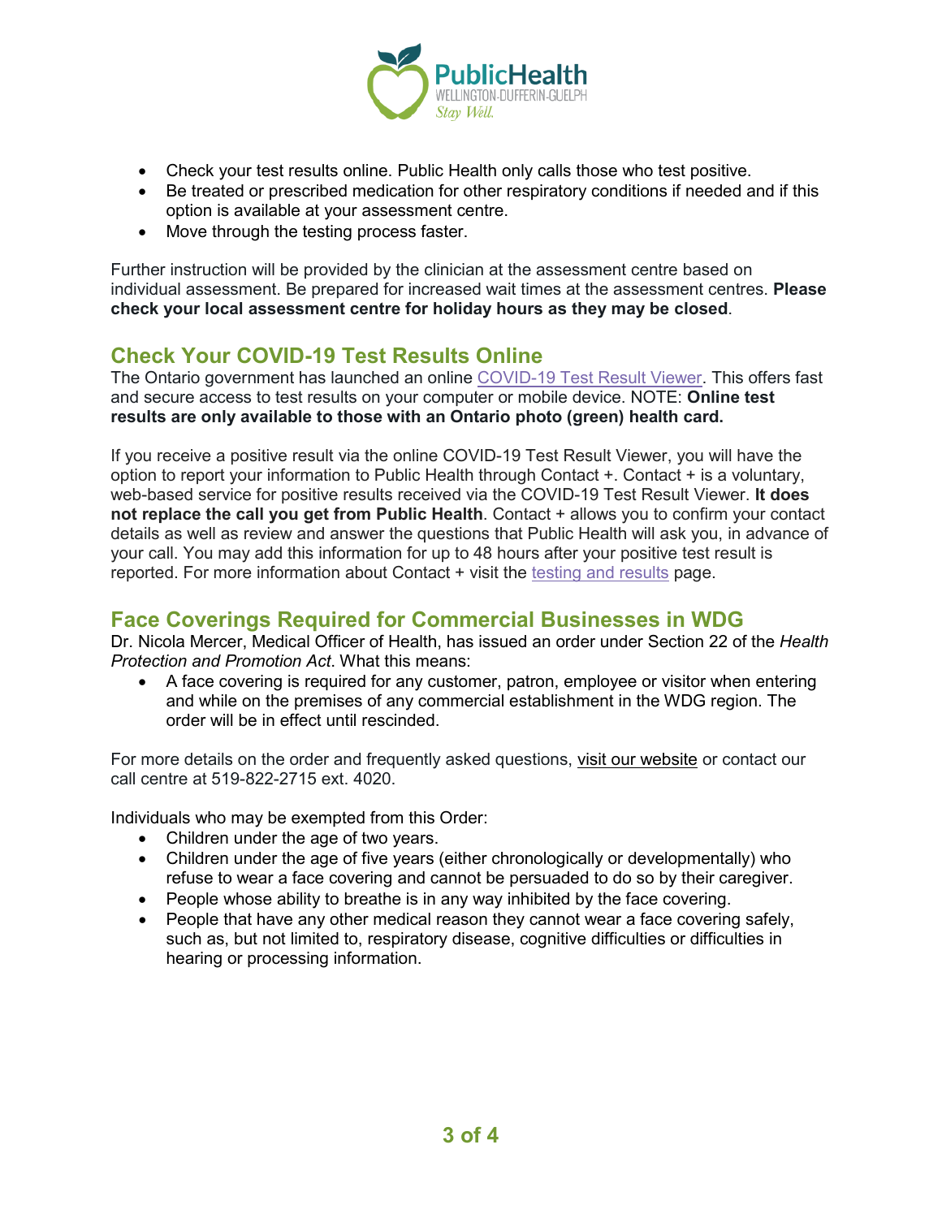- Check your test results online. Public Health only calls those who test positive.
- Be treated or prescribed medication for other respiratory conditions if needed and if this option is available at your assessment centre.
- Move through the testing process faster.

Further instruction will be provided by the clinician at the assessment centre based on individual assessment. Be prepared for increased wait times at the assessment centres. **Please check your local assessment centre for holiday hours as they may be closed**.

## Check Your COVID-19 Test Results Online

The Ontario government has launched an online COVID-19 Test Result Viewer. This offers fast and secure access to test results on your computer or mobile device. NOTE: **Online test results are only available to those with an Ontario photo (green) health card.**

If you receive a positive result via the online COVID-19 Test Result Viewer, you will have the option to report your information to Public Health through Contact +. Contact + is a voluntary, web-based service for positive results received via the COVID-19 Test Result Viewer. **It does not replace the call you get from Public Health**. Contact + allows you to confirm your contact details as well as review and answer the questions that Public Health will ask you, in advance of your call. You may add this information for up to 48 hours after your positive test result is reported. For more information about Contact + visit the testing and results page.

## Face Coverings Required for Commercial Businesses in WDG

Dr. Nicola Mercer, Medical Officer of Health, has issued an order under Section 22 of the *Health Protection and Promotion Act*. What this means:

- A face covering is required for any customer, patron, employee or visitor when entering and while on the premises of any commercial establishment in the WDG region. The order will be in effect until rescinded.

For more details on the order and frequently asked questions, visit our website or contact our call centre at 519-822-2715 ext. 4020.

Individuals who may be exempted from this Order:

- Children under the age of two years.
- Children under the age of five years (either chronologically or developmentally) who refuse to wear a face covering and cannot be persuaded to do so by their caregiver.
- People whose ability to breathe is in any way inhibited by the face covering.
- People that have any other medical reason they cannot wear a face covering safely, such as, but not limited to, respiratory disease, cognitive difficulties or difficulties in hearing or processing information.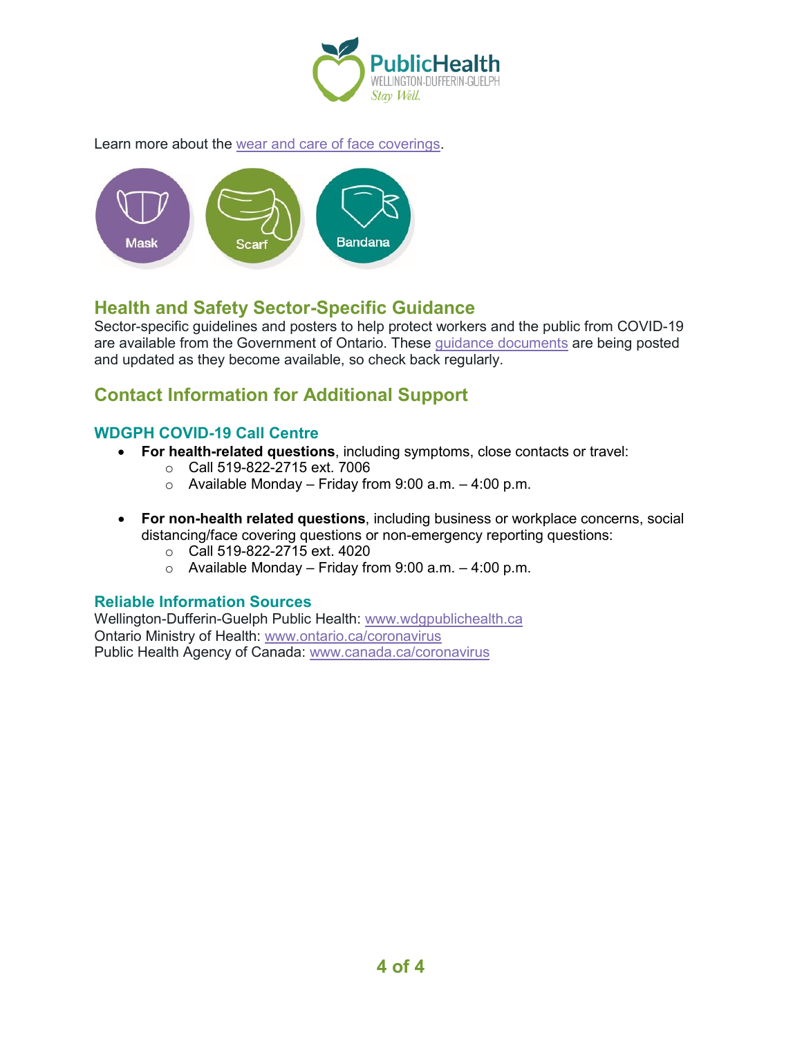Learn more about the wear and care of face coverings.

Mask

Scarf

Bandana

## Health and Safety Sector-Specific Guidance

Sector-specific guidelines and posters to help protect workers and the public from COVID-19 are available from the Government of Ontario. These guidance documents are being posted and updated as they become available, so check back regularly.

## Contact Information for Additional Support

### WDGPH COVID-19 Call Centre

- **For health-related questions**, including symptoms, close contacts or travel:
  - Call 519-822-2715 ext. 7006
  - Available Monday – Friday from 9:00 a.m. – 4:00 p.m.

- **For non-health related questions**, including business or workplace concerns, social distancing/face covering questions or non-emergency reporting questions:
  - Call 519-822-2715 ext. 4020
  - Available Monday – Friday from 9:00 a.m. – 4:00 p.m.

### Reliable Information Sources

Wellington-Dufferin-Guelph Public Health: www.wdgpublichealth.ca
Ontario Ministry of Health: www.ontario.ca/coronavirus
Public Health Agency of Canada: www.canada.ca/coronavirus